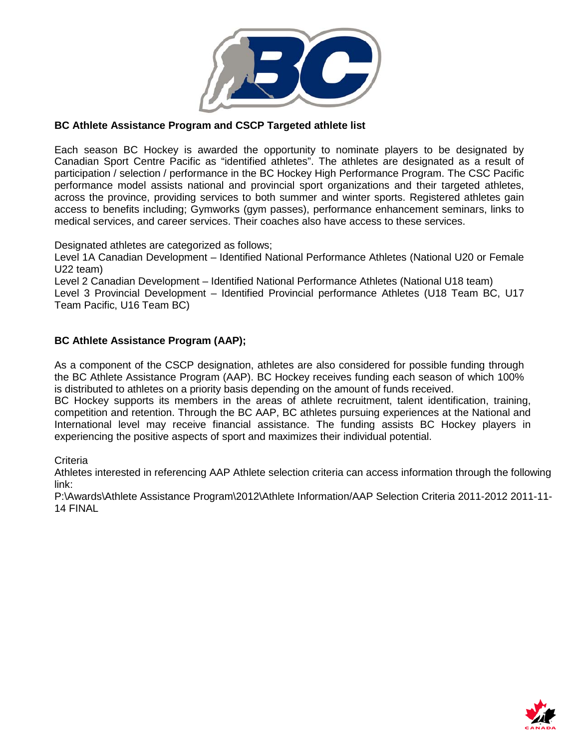## BC Athlete Assistance Program and CSCP Targeted athlete list

Each season BC Hockey is awarded the opportunity to nominate players to be designated by Canadian Sport Centre Pacific as "identified athletes". The athletes are designated as a result of participation / selection / performance in the BC Hockey High Performance Program. The CSC Pacific performance model assists national and provincial sport organizations and their targeted athletes, across the province, providing services to both summer and winter sports. Registered athletes gain access to benefits including; Gymworks (gym passes), performance enhancement seminars, links to medical services, and career services. Their coaches also have access to these services.

Designated athletes are categorized as follows;

Level 1A Canadian Development – Identified National Performance Athletes (National U20 or Female U22 team)

Level 2 Canadian Development – Identified National Performance Athletes (National U18 team)

Level 3 Provincial Development – Identified Provincial performance Athletes (U18 Team BC, U17 Team Pacific, U16 Team BC)

## BC Athlete Assistance Program (AAP);

As a component of the CSCP designation, athletes are also considered for possible funding through the BC Athlete Assistance Program (AAP). BC Hockey receives funding each season of which 100% is distributed to athletes on a priority basis depending on the amount of funds received.

BC Hockey supports its members in the areas of athlete recruitment, talent identification, training, competition and retention. Through the BC AAP, BC athletes pursuing experiences at the National and International level may receive financial assistance. The funding assists BC Hockey players in experiencing the positive aspects of sport and maximizes their individual potential.

Criteria

Athletes interested in referencing AAP Athlete selection criteria can access information through the following link:

P:\Awards\Athlete Assistance Program\2012\Athlete Information/AAP Selection Criteria 2011-2012 2011-11-14 FINAL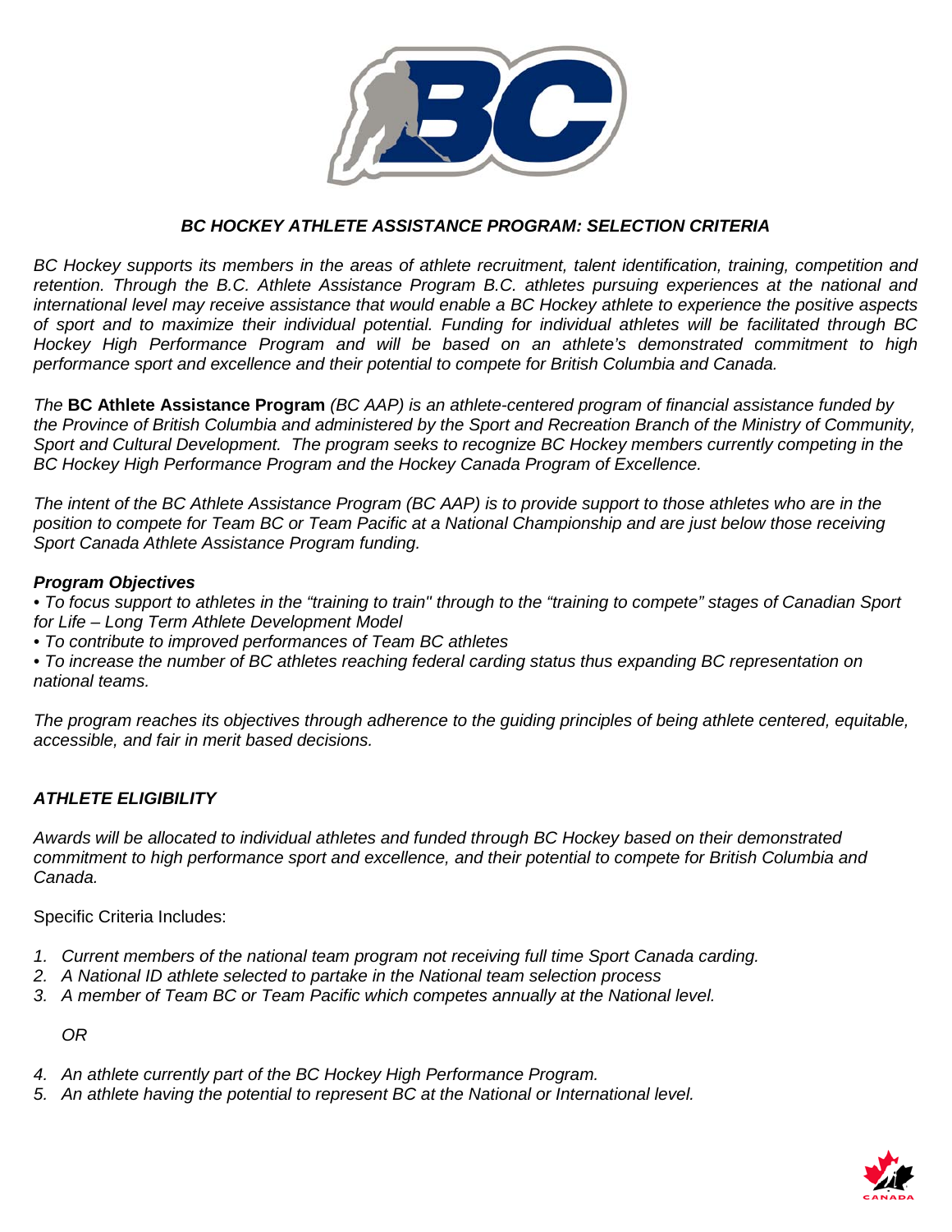# *BC HOCKEY ATHLETE ASSISTANCE PROGRAM: SELECTION CRITERIA*

*BC Hockey supports its members in the areas of athlete recruitment, talent identification, training, competition and retention. Through the B.C. Athlete Assistance Program B.C. athletes pursuing experiences at the national and international level may receive assistance that would enable a BC Hockey athlete to experience the positive aspects of sport and to maximize their individual potential. Funding for individual athletes will be facilitated through BC Hockey High Performance Program and will be based on an athlete's demonstrated commitment to high performance sport and excellence and their potential to compete for British Columbia and Canada.*

*The* **BC Athlete Assistance Program** *(BC AAP) is an athlete-centered program of financial assistance funded by the Province of British Columbia and administered by the Sport and Recreation Branch of the Ministry of Community, Sport and Cultural Development. The program seeks to recognize BC Hockey members currently competing in the BC Hockey High Performance Program and the Hockey Canada Program of Excellence.*

*The intent of the BC Athlete Assistance Program (BC AAP) is to provide support to those athletes who are in the position to compete for Team BC or Team Pacific at a National Championship and are just below those receiving Sport Canada Athlete Assistance Program funding.*

***Program Objectives***

- *To focus support to athletes in the "training to train" through to the "training to compete" stages of Canadian Sport for Life – Long Term Athlete Development Model*
- *To contribute to improved performances of Team BC athletes*
- *To increase the number of BC athletes reaching federal carding status thus expanding BC representation on national teams.*

*The program reaches its objectives through adherence to the guiding principles of being athlete centered, equitable, accessible, and fair in merit based decisions.*

## *ATHLETE ELIGIBILITY*

*Awards will be allocated to individual athletes and funded through BC Hockey based on their demonstrated commitment to high performance sport and excellence, and their potential to compete for British Columbia and Canada.*

Specific Criteria Includes:

1. *Current members of the national team program not receiving full time Sport Canada carding.*
2. *A National ID athlete selected to partake in the National team selection process*
3. *A member of Team BC or Team Pacific which competes annually at the National level.*

*OR*

4. *An athlete currently part of the BC Hockey High Performance Program.*
5. *An athlete having the potential to represent BC at the National or International level.*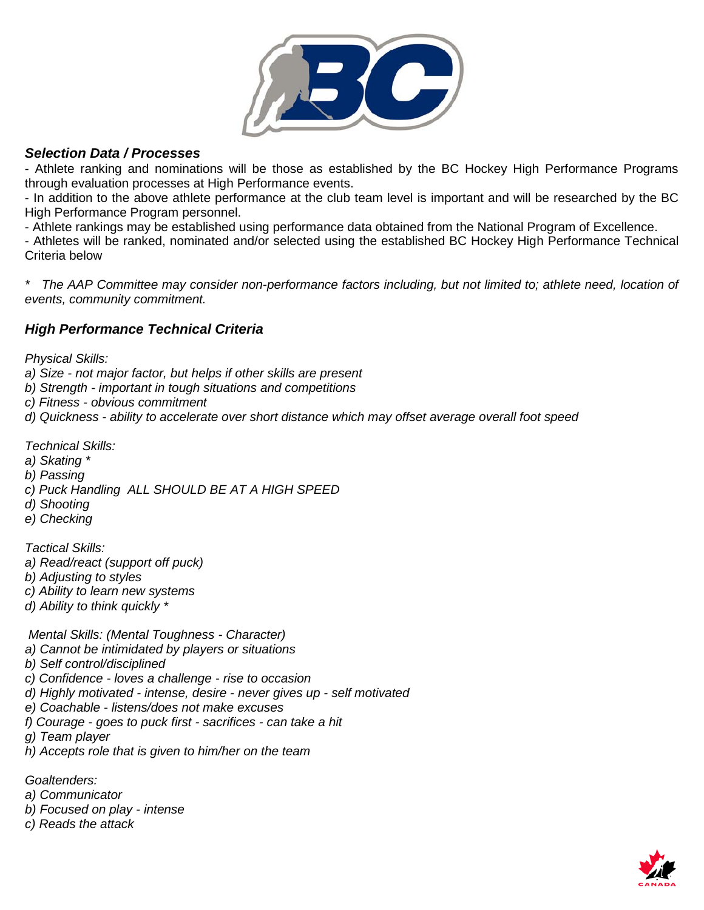### *Selection Data / Processes*

- Athlete ranking and nominations will be those as established by the BC Hockey High Performance Programs through evaluation processes at High Performance events.
- In addition to the above athlete performance at the club team level is important and will be researched by the BC High Performance Program personnel.
- Athlete rankings may be established using performance data obtained from the National Program of Excellence.
- Athletes will be ranked, nominated and/or selected using the established BC Hockey High Performance Technical Criteria below

*\* The AAP Committee may consider non-performance factors including, but not limited to; athlete need, location of events, community commitment.*

### *High Performance Technical Criteria*

*Physical Skills:*
*a) Size - not major factor, but helps if other skills are present*
*b) Strength - important in tough situations and competitions*
*c) Fitness - obvious commitment*
*d) Quickness - ability to accelerate over short distance which may offset average overall foot speed*

*Technical Skills:*
*a) Skating \**
*b) Passing*
*c) Puck Handling ALL SHOULD BE AT A HIGH SPEED*
*d) Shooting*
*e) Checking*

*Tactical Skills:*
*a) Read/react (support off puck)*
*b) Adjusting to styles*
*c) Ability to learn new systems*
*d) Ability to think quickly \**

*Mental Skills: (Mental Toughness - Character)*
*a) Cannot be intimidated by players or situations*
*b) Self control/disciplined*
*c) Confidence - loves a challenge - rise to occasion*
*d) Highly motivated - intense, desire - never gives up - self motivated*
*e) Coachable - listens/does not make excuses*
*f) Courage - goes to puck first - sacrifices - can take a hit*
*g) Team player*
*h) Accepts role that is given to him/her on the team*

*Goaltenders:*
*a) Communicator*
*b) Focused on play - intense*
*c) Reads the attack*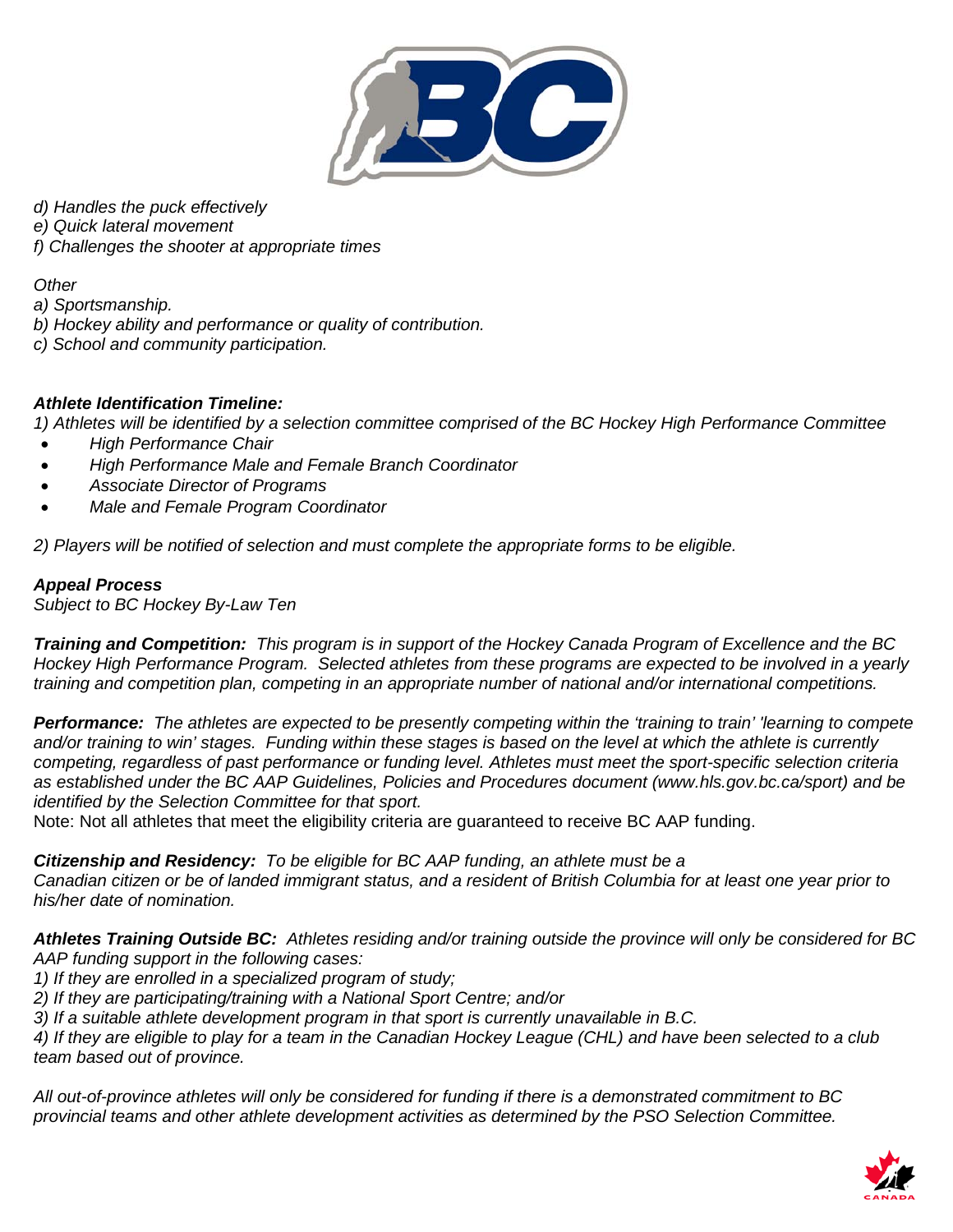*d) Handles the puck effectively*
*e) Quick lateral movement*
*f) Challenges the shooter at appropriate times*

*Other*
*a) Sportsmanship.*
*b) Hockey ability and performance or quality of contribution.*
*c) School and community participation.*

***Athlete Identification Timeline:***
*1) Athletes will be identified by a selection committee comprised of the BC Hockey High Performance Committee*

- *High Performance Chair*
- *High Performance Male and Female Branch Coordinator*
- *Associate Director of Programs*
- *Male and Female Program Coordinator*

*2) Players will be notified of selection and must complete the appropriate forms to be eligible.*

***Appeal Process***
*Subject to BC Hockey By-Law Ten*

***Training and Competition:*** *This program is in support of the Hockey Canada Program of Excellence and the BC Hockey High Performance Program. Selected athletes from these programs are expected to be involved in a yearly training and competition plan, competing in an appropriate number of national and/or international competitions.*

***Performance:*** *The athletes are expected to be presently competing within the 'training to train' 'learning to compete and/or training to win' stages. Funding within these stages is based on the level at which the athlete is currently competing, regardless of past performance or funding level. Athletes must meet the sport-specific selection criteria as established under the BC AAP Guidelines, Policies and Procedures document (www.hls.gov.bc.ca/sport) and be identified by the Selection Committee for that sport.*
Note: Not all athletes that meet the eligibility criteria are guaranteed to receive BC AAP funding.

***Citizenship and Residency:*** *To be eligible for BC AAP funding, an athlete must be a Canadian citizen or be of landed immigrant status, and a resident of British Columbia for at least one year prior to his/her date of nomination.*

***Athletes Training Outside BC:*** *Athletes residing and/or training outside the province will only be considered for BC AAP funding support in the following cases:*
*1) If they are enrolled in a specialized program of study;*
*2) If they are participating/training with a National Sport Centre; and/or*
*3) If a suitable athlete development program in that sport is currently unavailable in B.C.*
*4) If they are eligible to play for a team in the Canadian Hockey League (CHL) and have been selected to a club team based out of province.*

*All out-of-province athletes will only be considered for funding if there is a demonstrated commitment to BC provincial teams and other athlete development activities as determined by the PSO Selection Committee.*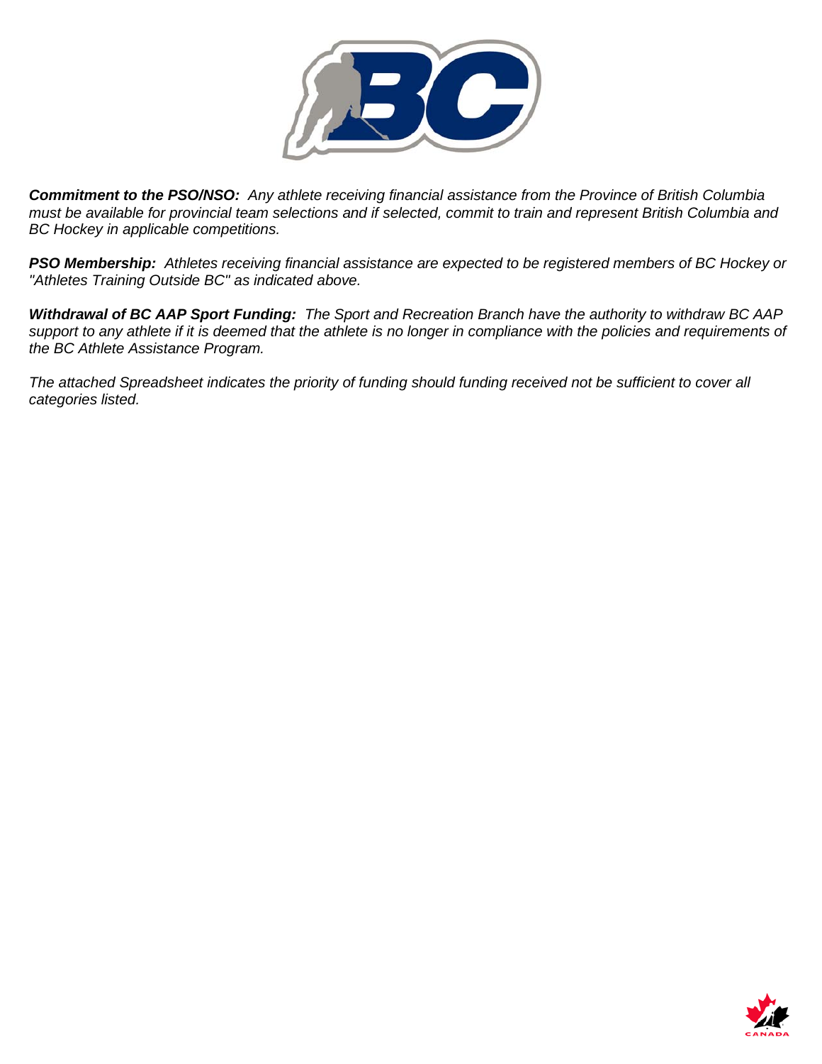***Commitment to the PSO/NSO:*** *Any athlete receiving financial assistance from the Province of British Columbia must be available for provincial team selections and if selected, commit to train and represent British Columbia and BC Hockey in applicable competitions.*

***PSO Membership:*** *Athletes receiving financial assistance are expected to be registered members of BC Hockey or "Athletes Training Outside BC" as indicated above.*

***Withdrawal of BC AAP Sport Funding:*** *The Sport and Recreation Branch have the authority to withdraw BC AAP support to any athlete if it is deemed that the athlete is no longer in compliance with the policies and requirements of the BC Athlete Assistance Program.*

*The attached Spreadsheet indicates the priority of funding should funding received not be sufficient to cover all categories listed.*